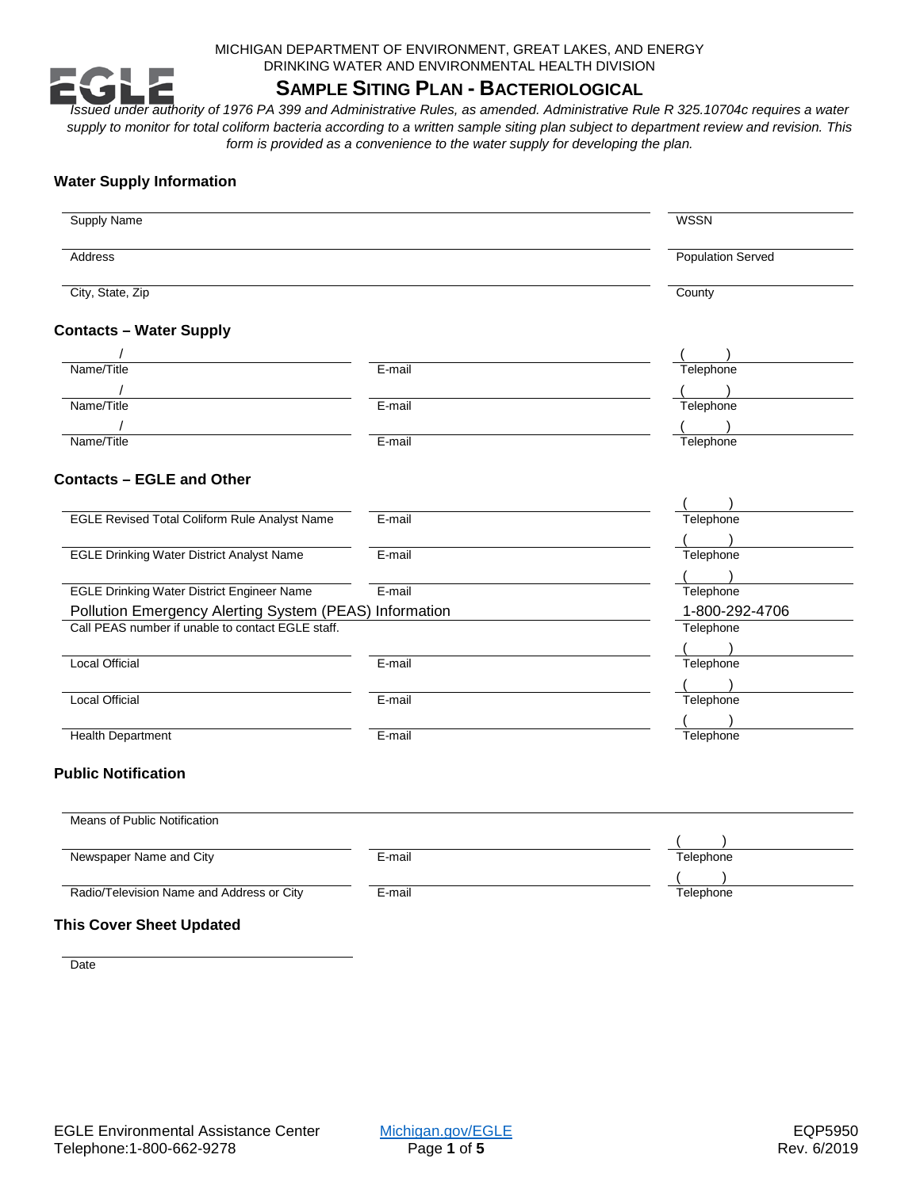MICHIGAN DEPARTMENT OF ENVIRONMENT, GREAT LAKES, AND ENERGY
DRINKING WATER AND ENVIRONMENTAL HEALTH DIVISION

# SAMPLE SITING PLAN - BACTERIOLOGICAL

*Issued under authority of 1976 PA 399 and Administrative Rules, as amended. Administrative Rule R 325.10704c requires a water supply to monitor for total coliform bacteria according to a written sample siting plan subject to department review and revision. This form is provided as a convenience to the water supply for developing the plan.*

## Water Supply Information

| | |
|---|---|
| Supply Name | WSSN |
| Address | Population Served |
| City, State, Zip | County |

## Contacts – Water Supply

| | | |
|---|---|---|
| / | | (     ) |
| Name/Title | E-mail | Telephone |
| / | | (     ) |
| Name/Title | E-mail | Telephone |
| / | | (     ) |
| Name/Title | E-mail | Telephone |

## Contacts – EGLE and Other

| | | |
|---|---|---|
| | | (     ) |
| EGLE Revised Total Coliform Rule Analyst Name | E-mail | Telephone |
| | | (     ) |
| EGLE Drinking Water District Analyst Name | E-mail | Telephone |
| | | (     ) |
| EGLE Drinking Water District Engineer Name | E-mail | Telephone |
| Pollution Emergency Alerting System (PEAS) Information | | 1-800-292-4706 |
| Call PEAS number if unable to contact EGLE staff. | | Telephone |
| | | (     ) |
| Local Official | E-mail | Telephone |
| | | (     ) |
| Local Official | E-mail | Telephone |
| | | (     ) |
| Health Department | E-mail | Telephone |

## Public Notification

| | | |
|---|---|---|
| Means of Public Notification | | |
| | | (     ) |
| Newspaper Name and City | E-mail | Telephone |
| | | (     ) |
| Radio/Television Name and Address or City | E-mail | Telephone |

## This Cover Sheet Updated

Date

EGLE Environmental Assistance Center
Telephone:1-800-662-9278

Michigan.gov/EGLE

EQP5950
Rev. 6/2019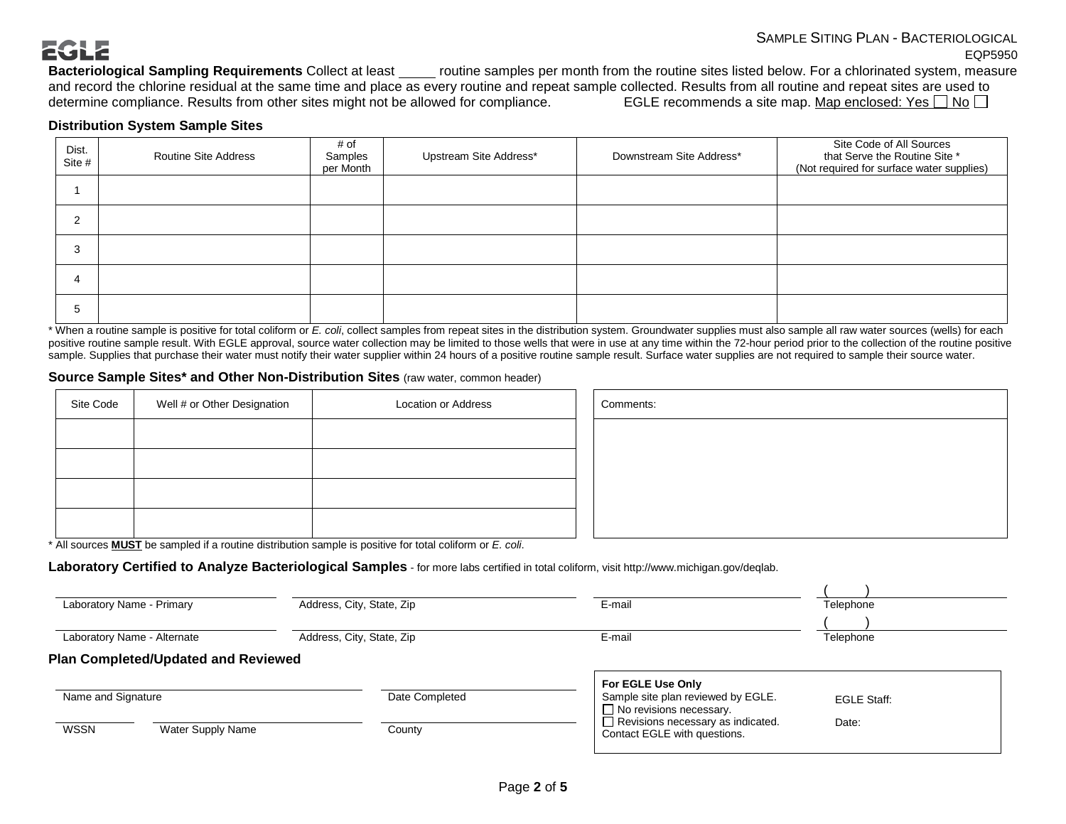EGLE

SAMPLE SITING PLAN - BACTERIOLOGICAL

EQP5950

**Bacteriological Sampling Requirements** Collect at least _____ routine samples per month from the routine sites listed below. For a chlorinated system, measure and record the chlorine residual at the same time and place as every routine and repeat sample collected. Results from all routine and repeat sites are used to determine compliance. Results from other sites might not be allowed for compliance. EGLE recommends a site map. Map enclosed: Yes ☐ No ☐

### Distribution System Sample Sites

| Dist. Site # | Routine Site Address | # of Samples per Month | Upstream Site Address* | Downstream Site Address* | Site Code of All Sources that Serve the Routine Site * (Not required for surface water supplies) |
|---|---|---|---|---|---|
| 1 | | | | | |
| 2 | | | | | |
| 3 | | | | | |
| 4 | | | | | |
| 5 | | | | | |

* When a routine sample is positive for total coliform or *E. coli*, collect samples from repeat sites in the distribution system. Groundwater supplies must also sample all raw water sources (wells) for each positive routine sample result. With EGLE approval, source water collection may be limited to those wells that were in use at any time within the 72-hour period prior to the collection of the routine positive sample. Supplies that purchase their water must notify their water supplier within 24 hours of a positive routine sample result. Surface water supplies are not required to sample their source water.

### Source Sample Sites* and Other Non-Distribution Sites (raw water, common header)

| Site Code | Well # or Other Designation | Location or Address |
|---|---|---|
| | | |
| | | |
| | | |
| | | |

Comments:

* All sources **MUST** be sampled if a routine distribution sample is positive for total coliform or *E. coli*.

### Laboratory Certified to Analyze Bacteriological Samples - for more labs certified in total coliform, visit http://www.michigan.gov/deqlab.

| Laboratory Name - Primary | Address, City, State, Zip | E-mail | ( ) Telephone |
|---|---|---|---|
| Laboratory Name - Alternate | Address, City, State, Zip | E-mail | ( ) Telephone |

### Plan Completed/Updated and Reviewed

Name and Signature ____________________ Date Completed ____________________

WSSN ________ Water Supply Name ____________________ County ____________________

**For EGLE Use Only**
Sample site plan reviewed by EGLE.
☐ No revisions necessary.
☐ Revisions necessary as indicated. Contact EGLE with questions.

EGLE Staff:

Date: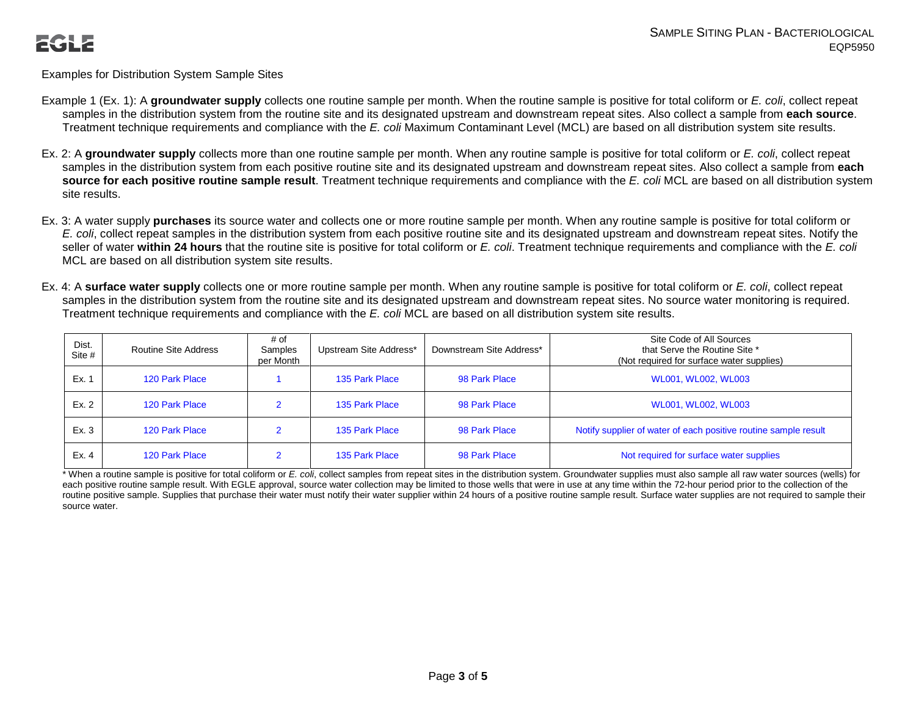Examples for Distribution System Sample Sites

Example 1 (Ex. 1): A **groundwater supply** collects one routine sample per month. When the routine sample is positive for total coliform or *E. coli*, collect repeat samples in the distribution system from the routine site and its designated upstream and downstream repeat sites. Also collect a sample from **each source**. Treatment technique requirements and compliance with the *E. coli* Maximum Contaminant Level (MCL) are based on all distribution system site results.

Ex. 2: A **groundwater supply** collects more than one routine sample per month. When any routine sample is positive for total coliform or *E. coli*, collect repeat samples in the distribution system from each positive routine site and its designated upstream and downstream repeat sites. Also collect a sample from **each source for each positive routine sample result**. Treatment technique requirements and compliance with the *E. coli* MCL are based on all distribution system site results.

Ex. 3: A water supply **purchases** its source water and collects one or more routine sample per month. When any routine sample is positive for total coliform or *E. coli*, collect repeat samples in the distribution system from each positive routine site and its designated upstream and downstream repeat sites. Notify the seller of water **within 24 hours** that the routine site is positive for total coliform or *E. coli*. Treatment technique requirements and compliance with the *E. coli* MCL are based on all distribution system site results.

Ex. 4: A **surface water supply** collects one or more routine sample per month. When any routine sample is positive for total coliform or *E. coli*, collect repeat samples in the distribution system from the routine site and its designated upstream and downstream repeat sites. No source water monitoring is required. Treatment technique requirements and compliance with the *E. coli* MCL are based on all distribution system site results.

| Dist. Site # | Routine Site Address | # of Samples per Month | Upstream Site Address* | Downstream Site Address* | Site Code of All Sources that Serve the Routine Site * (Not required for surface water supplies) |
|---|---|---|---|---|---|
| Ex. 1 | 120 Park Place | 1 | 135 Park Place | 98 Park Place | WL001, WL002, WL003 |
| Ex. 2 | 120 Park Place | 2 | 135 Park Place | 98 Park Place | WL001, WL002, WL003 |
| Ex. 3 | 120 Park Place | 2 | 135 Park Place | 98 Park Place | Notify supplier of water of each positive routine sample result |
| Ex. 4 | 120 Park Place | 2 | 135 Park Place | 98 Park Place | Not required for surface water supplies |

* When a routine sample is positive for total coliform or *E. coli*, collect samples from repeat sites in the distribution system. Groundwater supplies must also sample all raw water sources (wells) for each positive routine sample result. With EGLE approval, source water collection may be limited to those wells that were in use at any time within the 72-hour period prior to the collection of the routine positive sample. Supplies that purchase their water must notify their water supplier within 24 hours of a positive routine sample result. Surface water supplies are not required to sample their source water.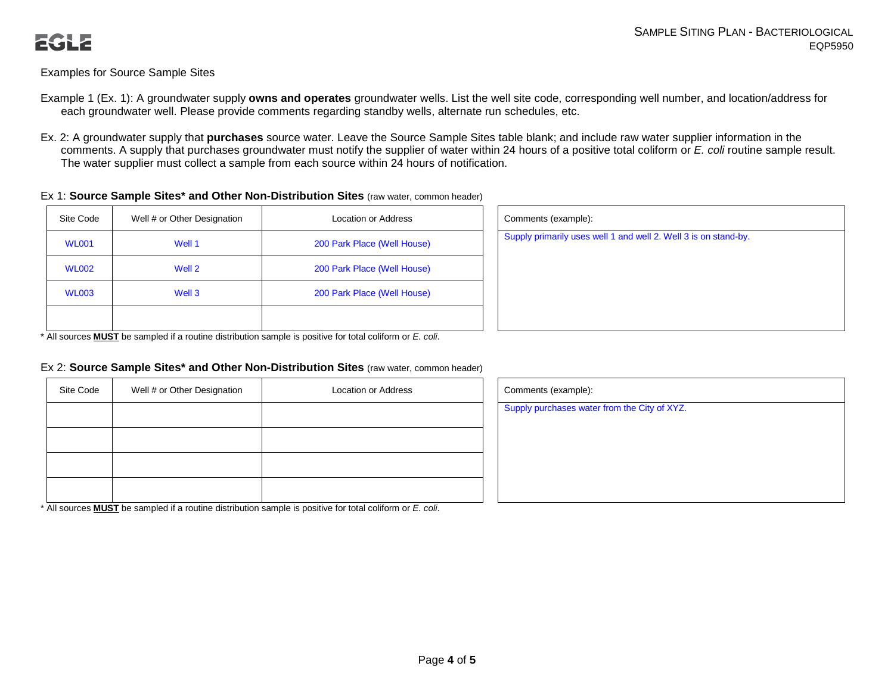Examples for Source Sample Sites

Example 1 (Ex. 1): A groundwater supply **owns and operates** groundwater wells. List the well site code, corresponding well number, and location/address for each groundwater well. Please provide comments regarding standby wells, alternate run schedules, etc.

Ex. 2: A groundwater supply that **purchases** source water. Leave the Source Sample Sites table blank; and include raw water supplier information in the comments. A supply that purchases groundwater must notify the supplier of water within 24 hours of a positive total coliform or *E. coli* routine sample result. The water supplier must collect a sample from each source within 24 hours of notification.

Ex 1: **Source Sample Sites* and Other Non-Distribution Sites** (raw water, common header)

| Site Code | Well # or Other Designation | Location or Address |
|---|---|---|
| WL001 | Well 1 | 200 Park Place (Well House) |
| WL002 | Well 2 | 200 Park Place (Well House) |
| WL003 | Well 3 | 200 Park Place (Well House) |
| | | |

| Comments (example): |
|---|
| Supply primarily uses well 1 and well 2. Well 3 is on stand-by. |

* All sources **MUST** be sampled if a routine distribution sample is positive for total coliform or *E. coli*.

Ex 2: **Source Sample Sites* and Other Non-Distribution Sites** (raw water, common header)

| Site Code | Well # or Other Designation | Location or Address |
|---|---|---|
| | | |
| | | |
| | | |
| | | |

| Comments (example): |
|---|
| Supply purchases water from the City of XYZ. |

* All sources **MUST** be sampled if a routine distribution sample is positive for total coliform or *E. coli*.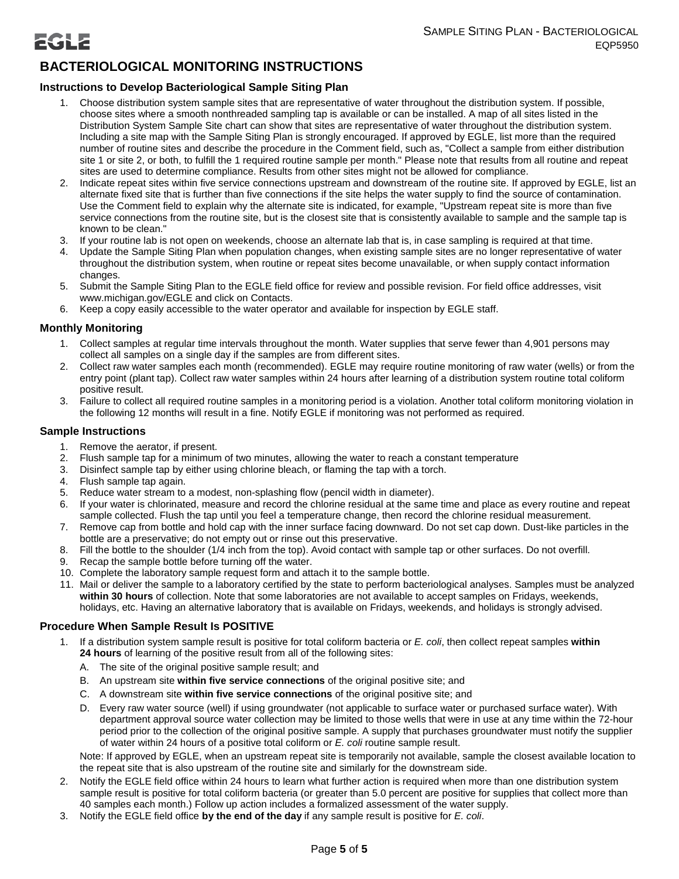# BACTERIOLOGICAL MONITORING INSTRUCTIONS

### Instructions to Develop Bacteriological Sample Siting Plan

1. Choose distribution system sample sites that are representative of water throughout the distribution system. If possible, choose sites where a smooth nonthreaded sampling tap is available or can be installed. A map of all sites listed in the Distribution System Sample Site chart can show that sites are representative of water throughout the distribution system. Including a site map with the Sample Siting Plan is strongly encouraged. If approved by EGLE, list more than the required number of routine sites and describe the procedure in the Comment field, such as, "Collect a sample from either distribution site 1 or site 2, or both, to fulfill the 1 required routine sample per month." Please note that results from all routine and repeat sites are used to determine compliance. Results from other sites might not be allowed for compliance.
2. Indicate repeat sites within five service connections upstream and downstream of the routine site. If approved by EGLE, list an alternate fixed site that is further than five connections if the site helps the water supply to find the source of contamination. Use the Comment field to explain why the alternate site is indicated, for example, "Upstream repeat site is more than five service connections from the routine site, but is the closest site that is consistently available to sample and the sample tap is known to be clean."
3. If your routine lab is not open on weekends, choose an alternate lab that is, in case sampling is required at that time.
4. Update the Sample Siting Plan when population changes, when existing sample sites are no longer representative of water throughout the distribution system, when routine or repeat sites become unavailable, or when supply contact information changes.
5. Submit the Sample Siting Plan to the EGLE field office for review and possible revision. For field office addresses, visit www.michigan.gov/EGLE and click on Contacts.
6. Keep a copy easily accessible to the water operator and available for inspection by EGLE staff.

### Monthly Monitoring

1. Collect samples at regular time intervals throughout the month. Water supplies that serve fewer than 4,901 persons may collect all samples on a single day if the samples are from different sites.
2. Collect raw water samples each month (recommended). EGLE may require routine monitoring of raw water (wells) or from the entry point (plant tap). Collect raw water samples within 24 hours after learning of a distribution system routine total coliform positive result.
3. Failure to collect all required routine samples in a monitoring period is a violation. Another total coliform monitoring violation in the following 12 months will result in a fine. Notify EGLE if monitoring was not performed as required.

### Sample Instructions

1. Remove the aerator, if present.
2. Flush sample tap for a minimum of two minutes, allowing the water to reach a constant temperature
3. Disinfect sample tap by either using chlorine bleach, or flaming the tap with a torch.
4. Flush sample tap again.
5. Reduce water stream to a modest, non-splashing flow (pencil width in diameter).
6. If your water is chlorinated, measure and record the chlorine residual at the same time and place as every routine and repeat sample collected. Flush the tap until you feel a temperature change, then record the chlorine residual measurement.
7. Remove cap from bottle and hold cap with the inner surface facing downward. Do not set cap down. Dust-like particles in the bottle are a preservative; do not empty out or rinse out this preservative.
8. Fill the bottle to the shoulder (1/4 inch from the top). Avoid contact with sample tap or other surfaces. Do not overfill.
9. Recap the sample bottle before turning off the water.
10. Complete the laboratory sample request form and attach it to the sample bottle.
11. Mail or deliver the sample to a laboratory certified by the state to perform bacteriological analyses. Samples must be analyzed **within 30 hours** of collection. Note that some laboratories are not available to accept samples on Fridays, weekends, holidays, etc. Having an alternative laboratory that is available on Fridays, weekends, and holidays is strongly advised.

### Procedure When Sample Result Is POSITIVE

1. If a distribution system sample result is positive for total coliform bacteria or *E. coli*, then collect repeat samples **within 24 hours** of learning of the positive result from all of the following sites:
   - A. The site of the original positive sample result; and
   - B. An upstream site **within five service connections** of the original positive site; and
   - C. A downstream site **within five service connections** of the original positive site; and
   - D. Every raw water source (well) if using groundwater (not applicable to surface water or purchased surface water). With department approval source water collection may be limited to those wells that were in use at any time within the 72-hour period prior to the collection of the original positive sample. A supply that purchases groundwater must notify the supplier of water within 24 hours of a positive total coliform or *E. coli* routine sample result.

   Note: If approved by EGLE, when an upstream repeat site is temporarily not available, sample the closest available location to the repeat site that is also upstream of the routine site and similarly for the downstream side.
2. Notify the EGLE field office within 24 hours to learn what further action is required when more than one distribution system sample result is positive for total coliform bacteria (or greater than 5.0 percent are positive for supplies that collect more than 40 samples each month.) Follow up action includes a formalized assessment of the water supply.
3. Notify the EGLE field office **by the end of the day** if any sample result is positive for *E. coli*.